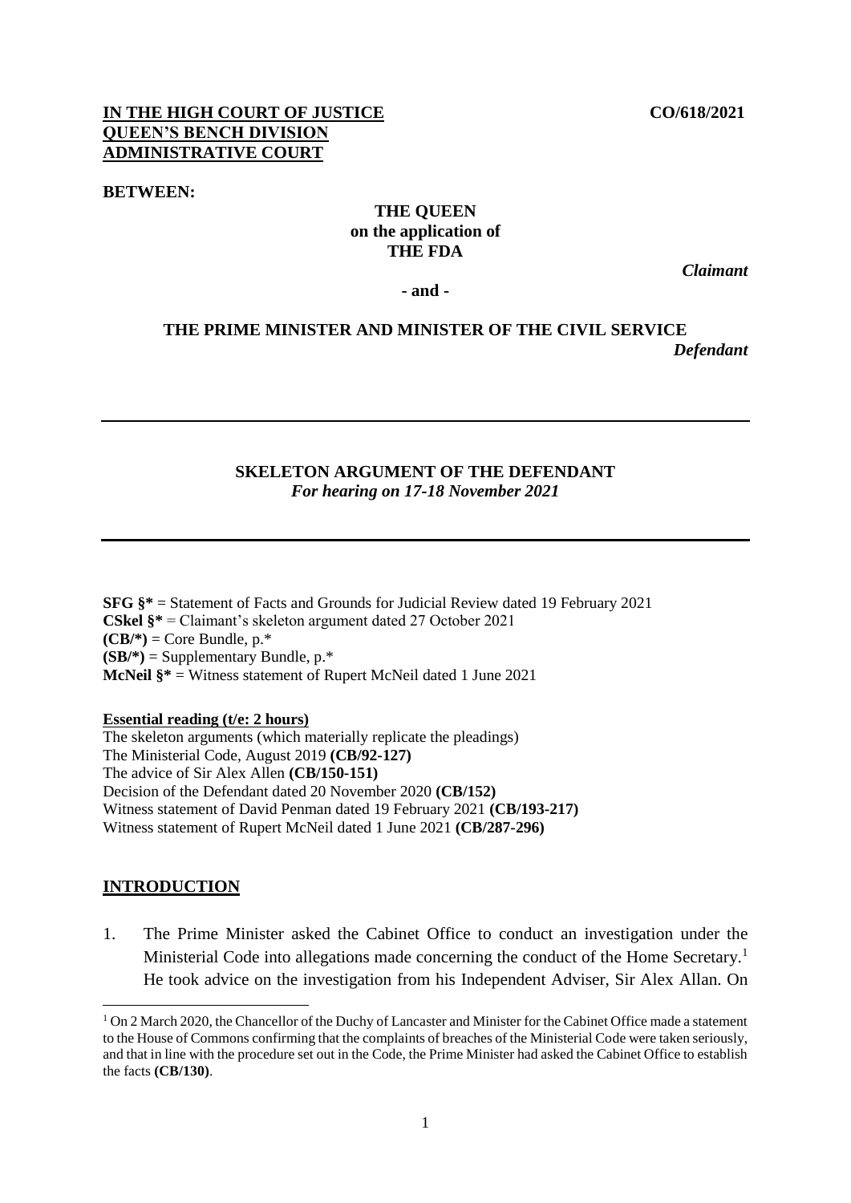**IN THE HIGH COURT OF JUSTICE** **CO/618/2021**
**QUEEN'S BENCH DIVISION**
**ADMINISTRATIVE COURT**

**BETWEEN:**

**THE QUEEN**
**on the application of**
**THE FDA**

*Claimant*

**- and -**

**THE PRIME MINISTER AND MINISTER OF THE CIVIL SERVICE**

*Defendant*

---

**SKELETON ARGUMENT OF THE DEFENDANT**
*For hearing on 17-18 November 2021*

---

**SFG §*** = Statement of Facts and Grounds for Judicial Review dated 19 February 2021
**CSkel §*** = Claimant's skeleton argument dated 27 October 2021
**(CB/*)** = Core Bundle, p.*
**(SB/*)** = Supplementary Bundle, p.*
**McNeil §*** = Witness statement of Rupert McNeil dated 1 June 2021

**Essential reading (t/e: 2 hours)**

The skeleton arguments (which materially replicate the pleadings)
The Ministerial Code, August 2019 **(CB/92-127)**
The advice of Sir Alex Allen **(CB/150-151)**
Decision of the Defendant dated 20 November 2020 **(CB/152)**
Witness statement of David Penman dated 19 February 2021 **(CB/193-217)**
Witness statement of Rupert McNeil dated 1 June 2021 **(CB/287-296)**

## INTRODUCTION

1. The Prime Minister asked the Cabinet Office to conduct an investigation under the Ministerial Code into allegations made concerning the conduct of the Home Secretary.[1] He took advice on the investigation from his Independent Adviser, Sir Alex Allan. On

[1] On 2 March 2020, the Chancellor of the Duchy of Lancaster and Minister for the Cabinet Office made a statement to the House of Commons confirming that the complaints of breaches of the Ministerial Code were taken seriously, and that in line with the procedure set out in the Code, the Prime Minister had asked the Cabinet Office to establish the facts **(CB/130)**.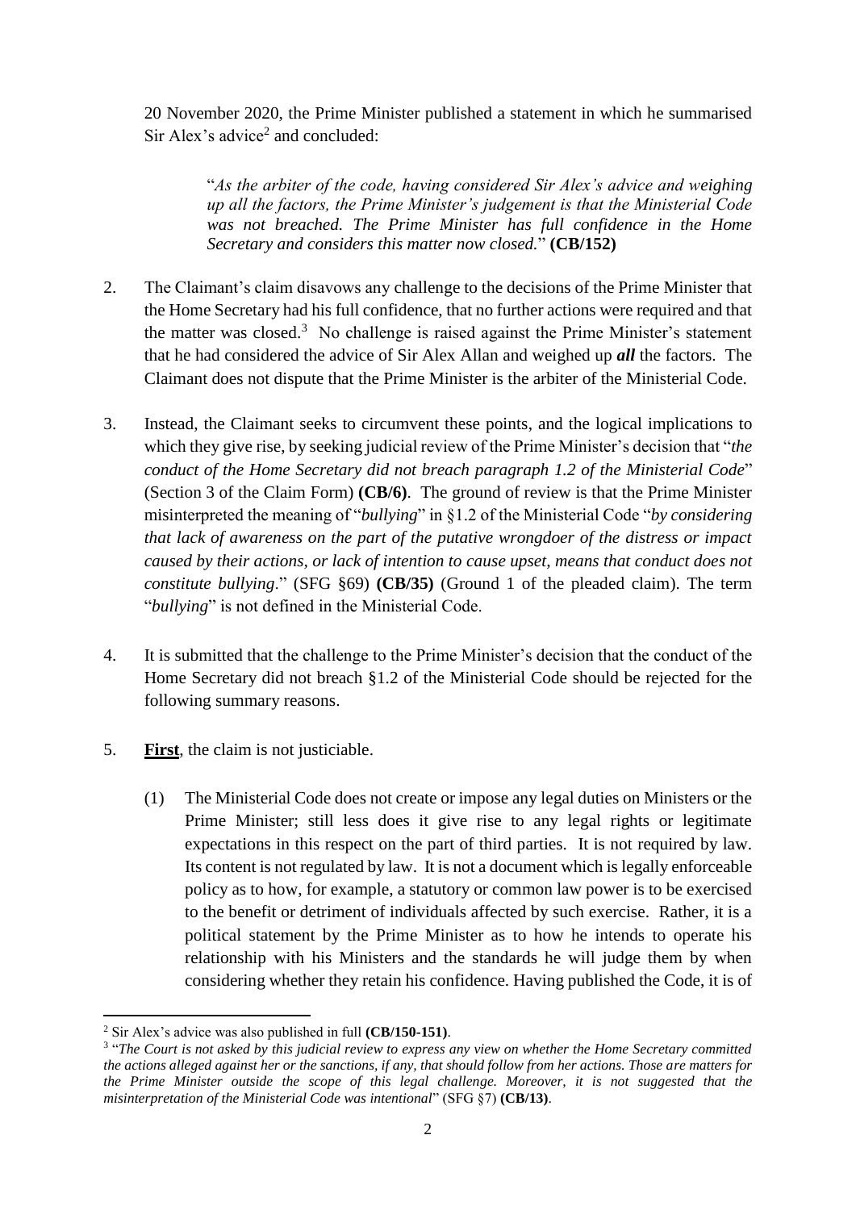20 November 2020, the Prime Minister published a statement in which he summarised Sir Alex's advice[2] and concluded:

> "*As the arbiter of the code, having considered Sir Alex's advice and weighing up all the factors, the Prime Minister's judgement is that the Ministerial Code was not breached. The Prime Minister has full confidence in the Home Secretary and considers this matter now closed.*" **(CB/152)**

2. The Claimant's claim disavows any challenge to the decisions of the Prime Minister that the Home Secretary had his full confidence, that no further actions were required and that the matter was closed.[3] No challenge is raised against the Prime Minister's statement that he had considered the advice of Sir Alex Allan and weighed up ***all*** the factors. The Claimant does not dispute that the Prime Minister is the arbiter of the Ministerial Code.

3. Instead, the Claimant seeks to circumvent these points, and the logical implications to which they give rise, by seeking judicial review of the Prime Minister's decision that "*the conduct of the Home Secretary did not breach paragraph 1.2 of the Ministerial Code*" (Section 3 of the Claim Form) **(CB/6)**. The ground of review is that the Prime Minister misinterpreted the meaning of "*bullying*" in §1.2 of the Ministerial Code "*by considering that lack of awareness on the part of the putative wrongdoer of the distress or impact caused by their actions, or lack of intention to cause upset, means that conduct does not constitute bullying*." (SFG §69) **(CB/35)** (Ground 1 of the pleaded claim). The term "*bullying*" is not defined in the Ministerial Code.

4. It is submitted that the challenge to the Prime Minister's decision that the conduct of the Home Secretary did not breach §1.2 of the Ministerial Code should be rejected for the following summary reasons.

5. **First**, the claim is not justiciable.

   (1) The Ministerial Code does not create or impose any legal duties on Ministers or the Prime Minister; still less does it give rise to any legal rights or legitimate expectations in this respect on the part of third parties. It is not required by law. Its content is not regulated by law. It is not a document which is legally enforceable policy as to how, for example, a statutory or common law power is to be exercised to the benefit or detriment of individuals affected by such exercise. Rather, it is a political statement by the Prime Minister as to how he intends to operate his relationship with his Ministers and the standards he will judge them by when considering whether they retain his confidence. Having published the Code, it is of

---

[2] Sir Alex's advice was also published in full **(CB/150-151)**.

[3] "*The Court is not asked by this judicial review to express any view on whether the Home Secretary committed the actions alleged against her or the sanctions, if any, that should follow from her actions. Those are matters for the Prime Minister outside the scope of this legal challenge. Moreover, it is not suggested that the misinterpretation of the Ministerial Code was intentional*" (SFG §7) **(CB/13)**.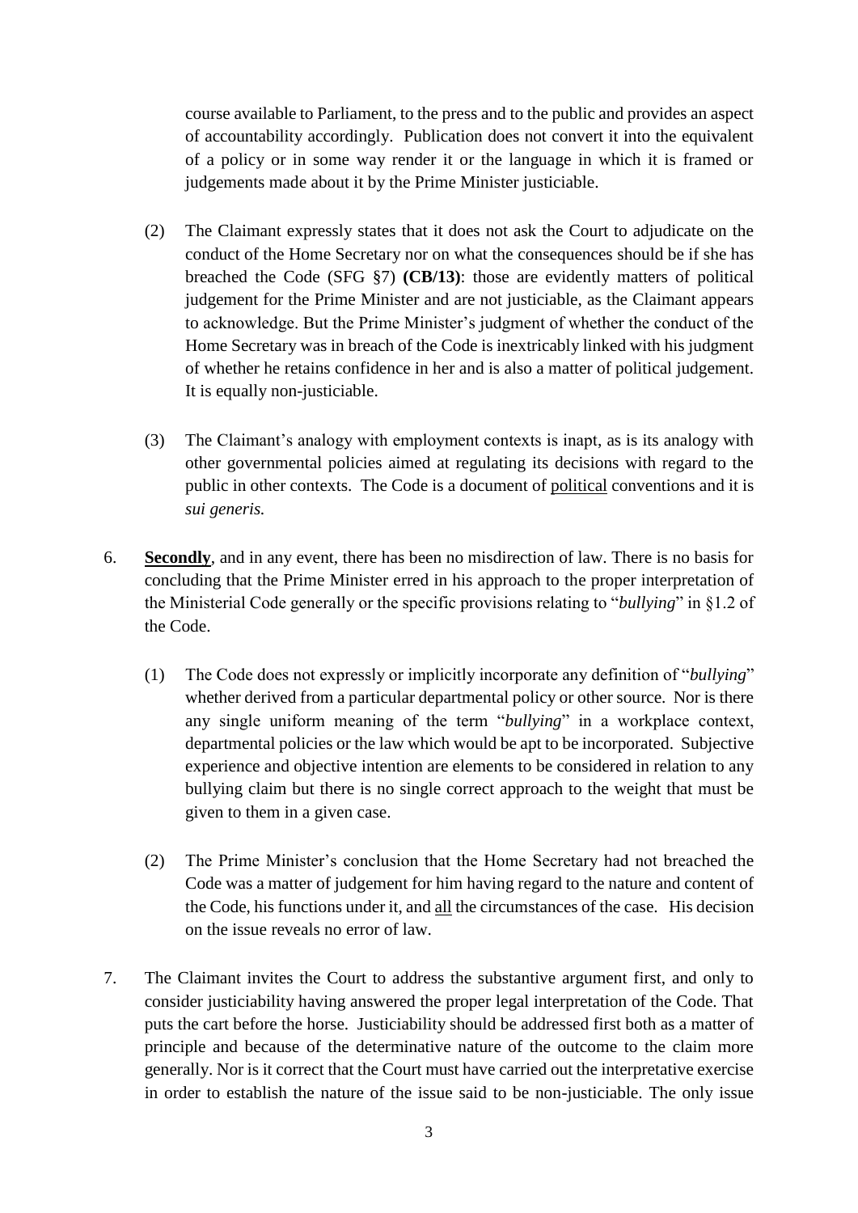course available to Parliament, to the press and to the public and provides an aspect of accountability accordingly. Publication does not convert it into the equivalent of a policy or in some way render it or the language in which it is framed or judgements made about it by the Prime Minister justiciable.

(2) The Claimant expressly states that it does not ask the Court to adjudicate on the conduct of the Home Secretary nor on what the consequences should be if she has breached the Code (SFG §7) **(CB/13)**: those are evidently matters of political judgement for the Prime Minister and are not justiciable, as the Claimant appears to acknowledge. But the Prime Minister's judgment of whether the conduct of the Home Secretary was in breach of the Code is inextricably linked with his judgment of whether he retains confidence in her and is also a matter of political judgement. It is equally non-justiciable.

(3) The Claimant's analogy with employment contexts is inapt, as is its analogy with other governmental policies aimed at regulating its decisions with regard to the public in other contexts. The Code is a document of <u>political</u> conventions and it is *sui generis.*

6. **<u>Secondly</u>**, and in any event, there has been no misdirection of law. There is no basis for concluding that the Prime Minister erred in his approach to the proper interpretation of the Ministerial Code generally or the specific provisions relating to "*bullying*" in §1.2 of the Code.

   (1) The Code does not expressly or implicitly incorporate any definition of "*bullying*" whether derived from a particular departmental policy or other source. Nor is there any single uniform meaning of the term "*bullying*" in a workplace context, departmental policies or the law which would be apt to be incorporated. Subjective experience and objective intention are elements to be considered in relation to any bullying claim but there is no single correct approach to the weight that must be given to them in a given case.

   (2) The Prime Minister's conclusion that the Home Secretary had not breached the Code was a matter of judgement for him having regard to the nature and content of the Code, his functions under it, and <u>all</u> the circumstances of the case. His decision on the issue reveals no error of law.

7. The Claimant invites the Court to address the substantive argument first, and only to consider justiciability having answered the proper legal interpretation of the Code. That puts the cart before the horse. Justiciability should be addressed first both as a matter of principle and because of the determinative nature of the outcome to the claim more generally. Nor is it correct that the Court must have carried out the interpretative exercise in order to establish the nature of the issue said to be non-justiciable. The only issue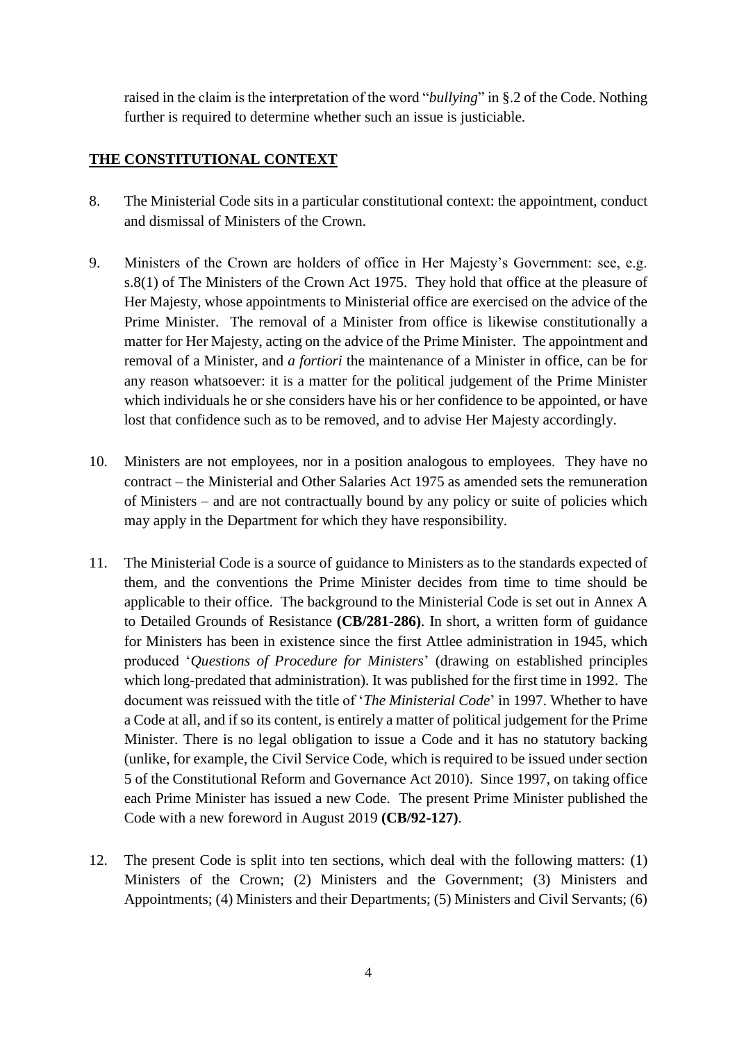raised in the claim is the interpretation of the word "*bullying*" in §.2 of the Code. Nothing further is required to determine whether such an issue is justiciable.

## THE CONSTITUTIONAL CONTEXT

8. The Ministerial Code sits in a particular constitutional context: the appointment, conduct and dismissal of Ministers of the Crown.

9. Ministers of the Crown are holders of office in Her Majesty's Government: see, e.g. s.8(1) of The Ministers of the Crown Act 1975. They hold that office at the pleasure of Her Majesty, whose appointments to Ministerial office are exercised on the advice of the Prime Minister. The removal of a Minister from office is likewise constitutionally a matter for Her Majesty, acting on the advice of the Prime Minister. The appointment and removal of a Minister, and *a fortiori* the maintenance of a Minister in office, can be for any reason whatsoever: it is a matter for the political judgement of the Prime Minister which individuals he or she considers have his or her confidence to be appointed, or have lost that confidence such as to be removed, and to advise Her Majesty accordingly.

10. Ministers are not employees, nor in a position analogous to employees. They have no contract – the Ministerial and Other Salaries Act 1975 as amended sets the remuneration of Ministers – and are not contractually bound by any policy or suite of policies which may apply in the Department for which they have responsibility.

11. The Ministerial Code is a source of guidance to Ministers as to the standards expected of them, and the conventions the Prime Minister decides from time to time should be applicable to their office. The background to the Ministerial Code is set out in Annex A to Detailed Grounds of Resistance **(CB/281-286)**. In short, a written form of guidance for Ministers has been in existence since the first Attlee administration in 1945, which produced '*Questions of Procedure for Ministers*' (drawing on established principles which long-predated that administration). It was published for the first time in 1992. The document was reissued with the title of '*The Ministerial Code*' in 1997. Whether to have a Code at all, and if so its content, is entirely a matter of political judgement for the Prime Minister. There is no legal obligation to issue a Code and it has no statutory backing (unlike, for example, the Civil Service Code, which is required to be issued under section 5 of the Constitutional Reform and Governance Act 2010). Since 1997, on taking office each Prime Minister has issued a new Code. The present Prime Minister published the Code with a new foreword in August 2019 **(CB/92-127)**.

12. The present Code is split into ten sections, which deal with the following matters: (1) Ministers of the Crown; (2) Ministers and the Government; (3) Ministers and Appointments; (4) Ministers and their Departments; (5) Ministers and Civil Servants; (6)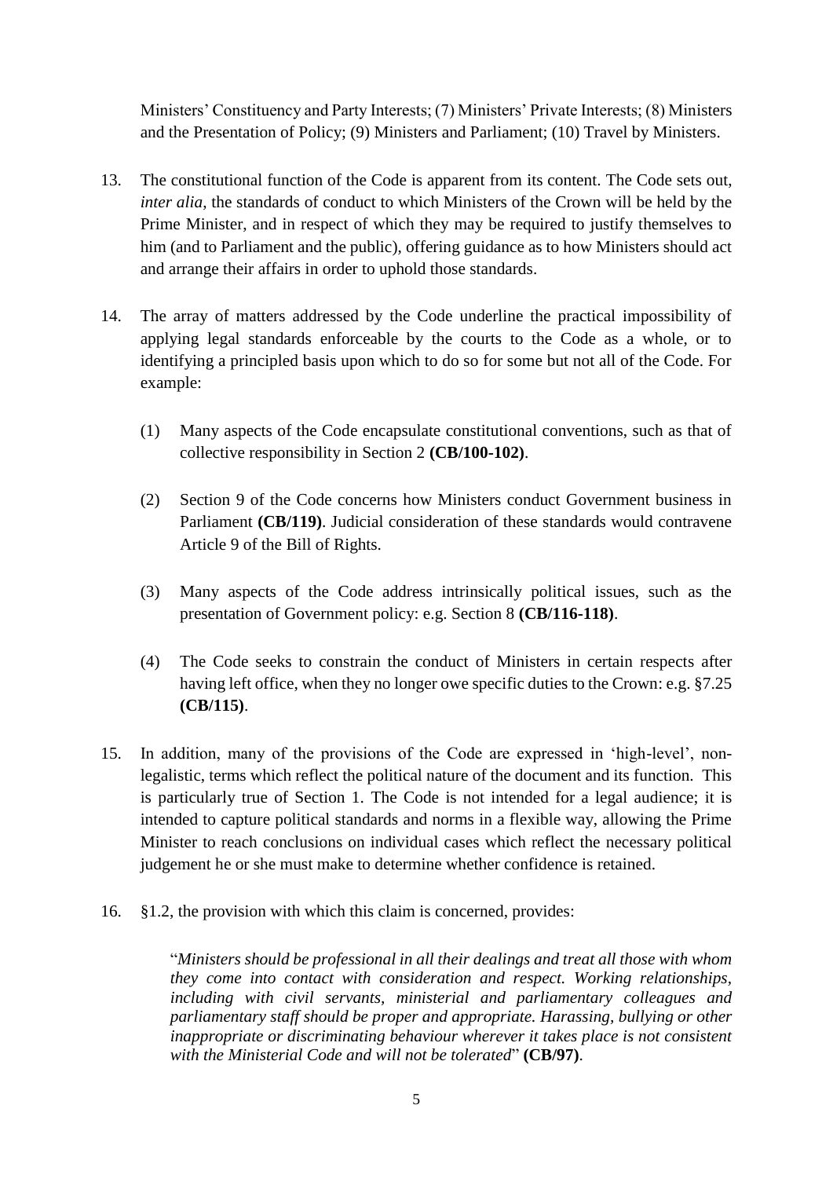Ministers' Constituency and Party Interests; (7) Ministers' Private Interests; (8) Ministers and the Presentation of Policy; (9) Ministers and Parliament; (10) Travel by Ministers.

13. The constitutional function of the Code is apparent from its content. The Code sets out, *inter alia*, the standards of conduct to which Ministers of the Crown will be held by the Prime Minister, and in respect of which they may be required to justify themselves to him (and to Parliament and the public), offering guidance as to how Ministers should act and arrange their affairs in order to uphold those standards.

14. The array of matters addressed by the Code underline the practical impossibility of applying legal standards enforceable by the courts to the Code as a whole, or to identifying a principled basis upon which to do so for some but not all of the Code. For example:

    (1) Many aspects of the Code encapsulate constitutional conventions, such as that of collective responsibility in Section 2 **(CB/100-102)**.

    (2) Section 9 of the Code concerns how Ministers conduct Government business in Parliament **(CB/119)**. Judicial consideration of these standards would contravene Article 9 of the Bill of Rights.

    (3) Many aspects of the Code address intrinsically political issues, such as the presentation of Government policy: e.g. Section 8 **(CB/116-118)**.

    (4) The Code seeks to constrain the conduct of Ministers in certain respects after having left office, when they no longer owe specific duties to the Crown: e.g. §7.25 **(CB/115)**.

15. In addition, many of the provisions of the Code are expressed in 'high-level', non-legalistic, terms which reflect the political nature of the document and its function. This is particularly true of Section 1. The Code is not intended for a legal audience; it is intended to capture political standards and norms in a flexible way, allowing the Prime Minister to reach conclusions on individual cases which reflect the necessary political judgement he or she must make to determine whether confidence is retained.

16. §1.2, the provision with which this claim is concerned, provides:

    "*Ministers should be professional in all their dealings and treat all those with whom they come into contact with consideration and respect. Working relationships, including with civil servants, ministerial and parliamentary colleagues and parliamentary staff should be proper and appropriate. Harassing, bullying or other inappropriate or discriminating behaviour wherever it takes place is not consistent with the Ministerial Code and will not be tolerated*" **(CB/97)**.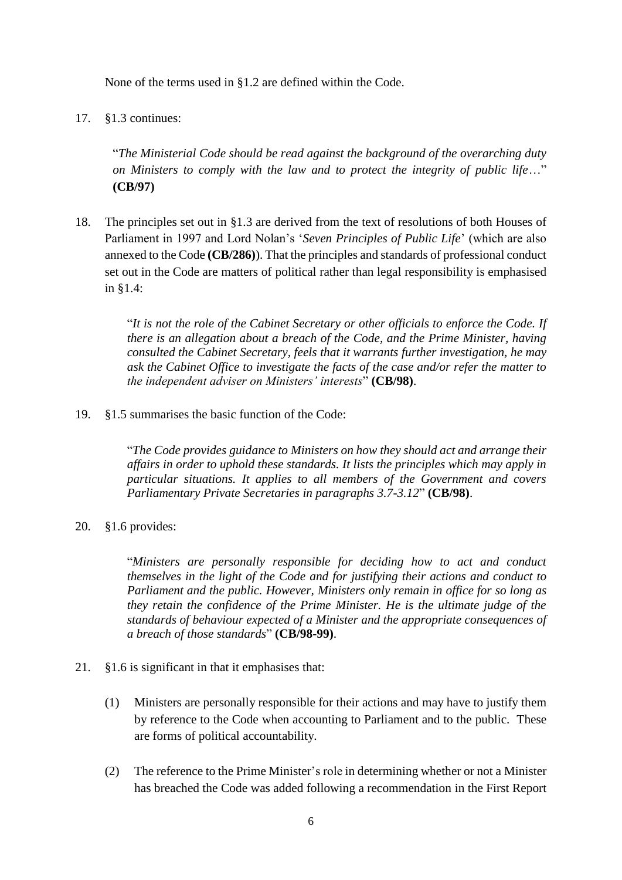None of the terms used in §1.2 are defined within the Code.

17. §1.3 continues:

> "*The Ministerial Code should be read against the background of the overarching duty on Ministers to comply with the law and to protect the integrity of public life*…" **(CB/97)**

18. The principles set out in §1.3 are derived from the text of resolutions of both Houses of Parliament in 1997 and Lord Nolan's '*Seven Principles of Public Life*' (which are also annexed to the Code **(CB/286)**). That the principles and standards of professional conduct set out in the Code are matters of political rather than legal responsibility is emphasised in §1.4:

> "*It is not the role of the Cabinet Secretary or other officials to enforce the Code. If there is an allegation about a breach of the Code, and the Prime Minister, having consulted the Cabinet Secretary, feels that it warrants further investigation, he may ask the Cabinet Office to investigate the facts of the case and/or refer the matter to the independent adviser on Ministers' interests*" **(CB/98)**.

19. §1.5 summarises the basic function of the Code:

> "*The Code provides guidance to Ministers on how they should act and arrange their affairs in order to uphold these standards. It lists the principles which may apply in particular situations. It applies to all members of the Government and covers Parliamentary Private Secretaries in paragraphs 3.7-3.12*" **(CB/98)**.

20. §1.6 provides:

> "*Ministers are personally responsible for deciding how to act and conduct themselves in the light of the Code and for justifying their actions and conduct to Parliament and the public. However, Ministers only remain in office for so long as they retain the confidence of the Prime Minister. He is the ultimate judge of the standards of behaviour expected of a Minister and the appropriate consequences of a breach of those standards*" **(CB/98-99)**.

21. §1.6 is significant in that it emphasises that:

    (1) Ministers are personally responsible for their actions and may have to justify them by reference to the Code when accounting to Parliament and to the public. These are forms of political accountability.

    (2) The reference to the Prime Minister's role in determining whether or not a Minister has breached the Code was added following a recommendation in the First Report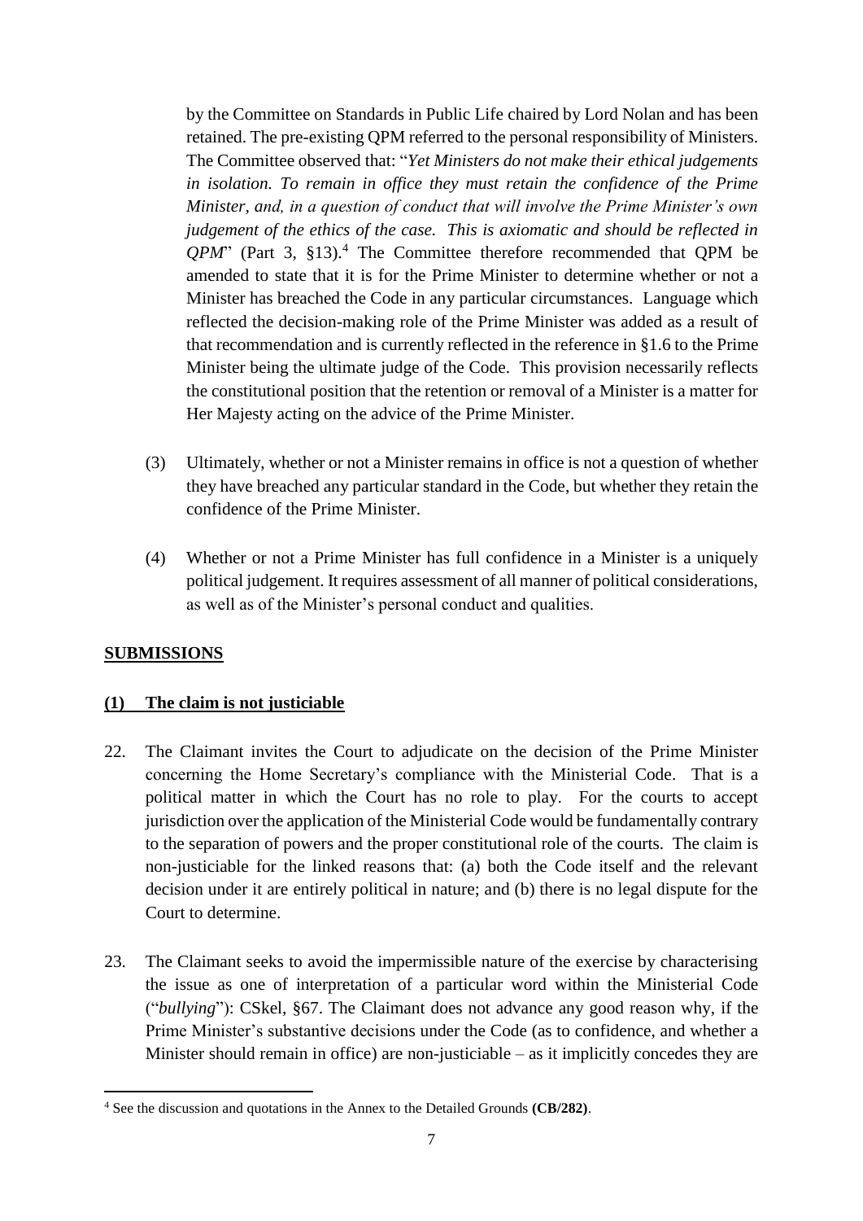by the Committee on Standards in Public Life chaired by Lord Nolan and has been retained. The pre-existing QPM referred to the personal responsibility of Ministers. The Committee observed that: "*Yet Ministers do not make their ethical judgements in isolation. To remain in office they must retain the confidence of the Prime Minister, and, in a question of conduct that will involve the Prime Minister's own judgement of the ethics of the case. This is axiomatic and should be reflected in QPM*" (Part 3, §13).[4] The Committee therefore recommended that QPM be amended to state that it is for the Prime Minister to determine whether or not a Minister has breached the Code in any particular circumstances. Language which reflected the decision-making role of the Prime Minister was added as a result of that recommendation and is currently reflected in the reference in §1.6 to the Prime Minister being the ultimate judge of the Code. This provision necessarily reflects the constitutional position that the retention or removal of a Minister is a matter for Her Majesty acting on the advice of the Prime Minister.

(3) Ultimately, whether or not a Minister remains in office is not a question of whether they have breached any particular standard in the Code, but whether they retain the confidence of the Prime Minister.

(4) Whether or not a Prime Minister has full confidence in a Minister is a uniquely political judgement. It requires assessment of all manner of political considerations, as well as of the Minister's personal conduct and qualities.

## SUBMISSIONS

### (1) The claim is not justiciable

22. The Claimant invites the Court to adjudicate on the decision of the Prime Minister concerning the Home Secretary's compliance with the Ministerial Code. That is a political matter in which the Court has no role to play. For the courts to accept jurisdiction over the application of the Ministerial Code would be fundamentally contrary to the separation of powers and the proper constitutional role of the courts. The claim is non-justiciable for the linked reasons that: (a) both the Code itself and the relevant decision under it are entirely political in nature; and (b) there is no legal dispute for the Court to determine.

23. The Claimant seeks to avoid the impermissible nature of the exercise by characterising the issue as one of interpretation of a particular word within the Ministerial Code ("*bullying*"): CSkel, §67. The Claimant does not advance any good reason why, if the Prime Minister's substantive decisions under the Code (as to confidence, and whether a Minister should remain in office) are non-justiciable – as it implicitly concedes they are

[4] See the discussion and quotations in the Annex to the Detailed Grounds **(CB/282)**.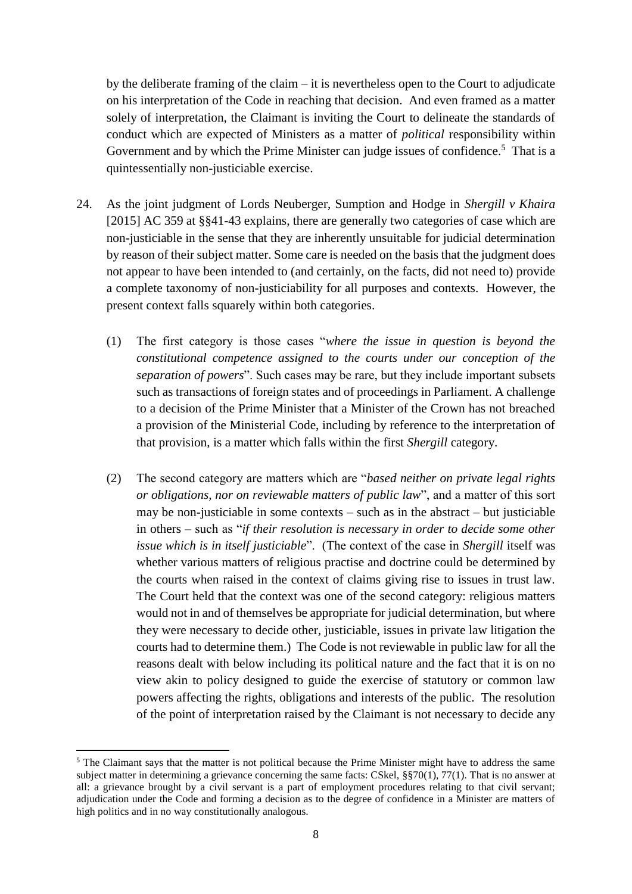by the deliberate framing of the claim – it is nevertheless open to the Court to adjudicate on his interpretation of the Code in reaching that decision. And even framed as a matter solely of interpretation, the Claimant is inviting the Court to delineate the standards of conduct which are expected of Ministers as a matter of *political* responsibility within Government and by which the Prime Minister can judge issues of confidence.[5] That is a quintessentially non-justiciable exercise.

24. As the joint judgment of Lords Neuberger, Sumption and Hodge in *Shergill v Khaira* [2015] AC 359 at §§41-43 explains, there are generally two categories of case which are non-justiciable in the sense that they are inherently unsuitable for judicial determination by reason of their subject matter. Some care is needed on the basis that the judgment does not appear to have been intended to (and certainly, on the facts, did not need to) provide a complete taxonomy of non-justiciability for all purposes and contexts. However, the present context falls squarely within both categories.

    (1) The first category is those cases "*where the issue in question is beyond the constitutional competence assigned to the courts under our conception of the separation of powers*". Such cases may be rare, but they include important subsets such as transactions of foreign states and of proceedings in Parliament. A challenge to a decision of the Prime Minister that a Minister of the Crown has not breached a provision of the Ministerial Code, including by reference to the interpretation of that provision, is a matter which falls within the first *Shergill* category.

    (2) The second category are matters which are "*based neither on private legal rights or obligations, nor on reviewable matters of public law*", and a matter of this sort may be non-justiciable in some contexts – such as in the abstract – but justiciable in others – such as "*if their resolution is necessary in order to decide some other issue which is in itself justiciable*". (The context of the case in *Shergill* itself was whether various matters of religious practise and doctrine could be determined by the courts when raised in the context of claims giving rise to issues in trust law. The Court held that the context was one of the second category: religious matters would not in and of themselves be appropriate for judicial determination, but where they were necessary to decide other, justiciable, issues in private law litigation the courts had to determine them.) The Code is not reviewable in public law for all the reasons dealt with below including its political nature and the fact that it is on no view akin to policy designed to guide the exercise of statutory or common law powers affecting the rights, obligations and interests of the public. The resolution of the point of interpretation raised by the Claimant is not necessary to decide any

---

[5] The Claimant says that the matter is not political because the Prime Minister might have to address the same subject matter in determining a grievance concerning the same facts: CSkel, §§70(1), 77(1). That is no answer at all: a grievance brought by a civil servant is a part of employment procedures relating to that civil servant; adjudication under the Code and forming a decision as to the degree of confidence in a Minister are matters of high politics and in no way constitutionally analogous.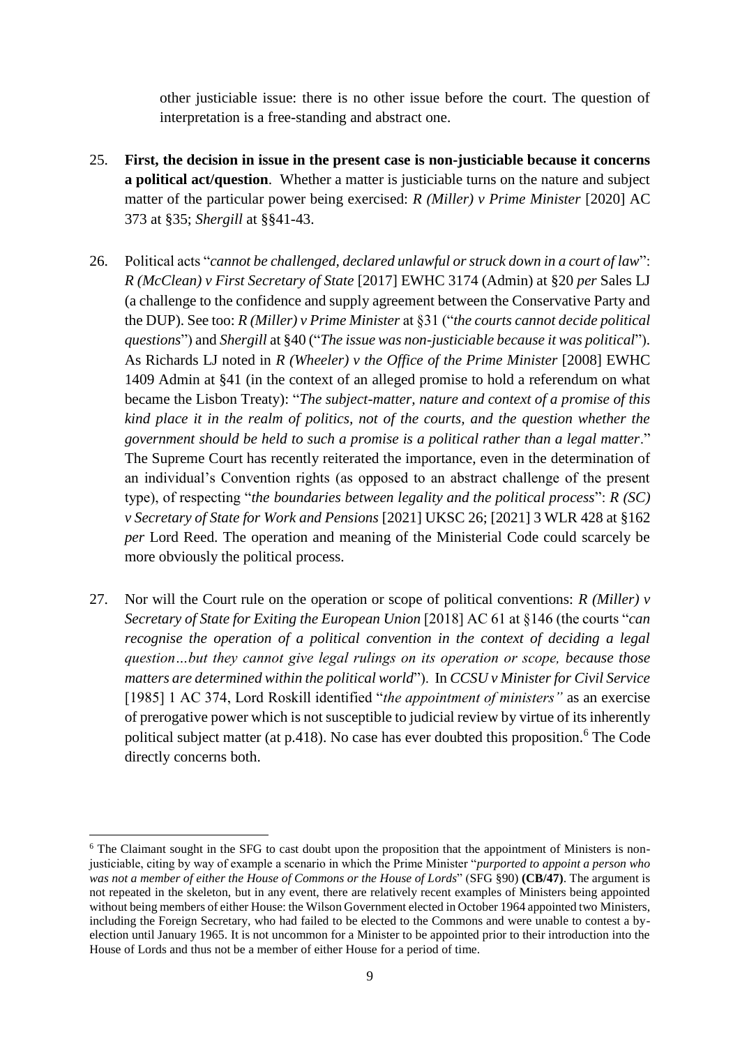other justiciable issue: there is no other issue before the court. The question of interpretation is a free-standing and abstract one.

25. **First, the decision in issue in the present case is non-justiciable because it concerns a political act/question**. Whether a matter is justiciable turns on the nature and subject matter of the particular power being exercised: *R (Miller) v Prime Minister* [2020] AC 373 at §35; *Shergill* at §§41-43.

26. Political acts "*cannot be challenged, declared unlawful or struck down in a court of law*": *R (McClean) v First Secretary of State* [2017] EWHC 3174 (Admin) at §20 *per* Sales LJ (a challenge to the confidence and supply agreement between the Conservative Party and the DUP). See too: *R (Miller) v Prime Minister* at §31 ("*the courts cannot decide political questions*") and *Shergill* at §40 ("*The issue was non-justiciable because it was political*"). As Richards LJ noted in *R (Wheeler) v the Office of the Prime Minister* [2008] EWHC 1409 Admin at §41 (in the context of an alleged promise to hold a referendum on what became the Lisbon Treaty): "*The subject-matter, nature and context of a promise of this kind place it in the realm of politics, not of the courts, and the question whether the government should be held to such a promise is a political rather than a legal matter*." The Supreme Court has recently reiterated the importance, even in the determination of an individual's Convention rights (as opposed to an abstract challenge of the present type), of respecting "*the boundaries between legality and the political process*": *R (SC) v Secretary of State for Work and Pensions* [2021] UKSC 26; [2021] 3 WLR 428 at §162 *per* Lord Reed. The operation and meaning of the Ministerial Code could scarcely be more obviously the political process.

27. Nor will the Court rule on the operation or scope of political conventions: *R (Miller) v Secretary of State for Exiting the European Union* [2018] AC 61 at §146 (the courts "*can recognise the operation of a political convention in the context of deciding a legal question…but they cannot give legal rulings on its operation or scope, because those matters are determined within the political world*"). In *CCSU v Minister for Civil Service* [1985] 1 AC 374, Lord Roskill identified "*the appointment of ministers"* as an exercise of prerogative power which is not susceptible to judicial review by virtue of its inherently political subject matter (at p.418). No case has ever doubted this proposition.[6] The Code directly concerns both.

---

[6] The Claimant sought in the SFG to cast doubt upon the proposition that the appointment of Ministers is non-justiciable, citing by way of example a scenario in which the Prime Minister "*purported to appoint a person who was not a member of either the House of Commons or the House of Lords*" (SFG §90) **(CB/47)**. The argument is not repeated in the skeleton, but in any event, there are relatively recent examples of Ministers being appointed without being members of either House: the Wilson Government elected in October 1964 appointed two Ministers, including the Foreign Secretary, who had failed to be elected to the Commons and were unable to contest a by-election until January 1965. It is not uncommon for a Minister to be appointed prior to their introduction into the House of Lords and thus not be a member of either House for a period of time.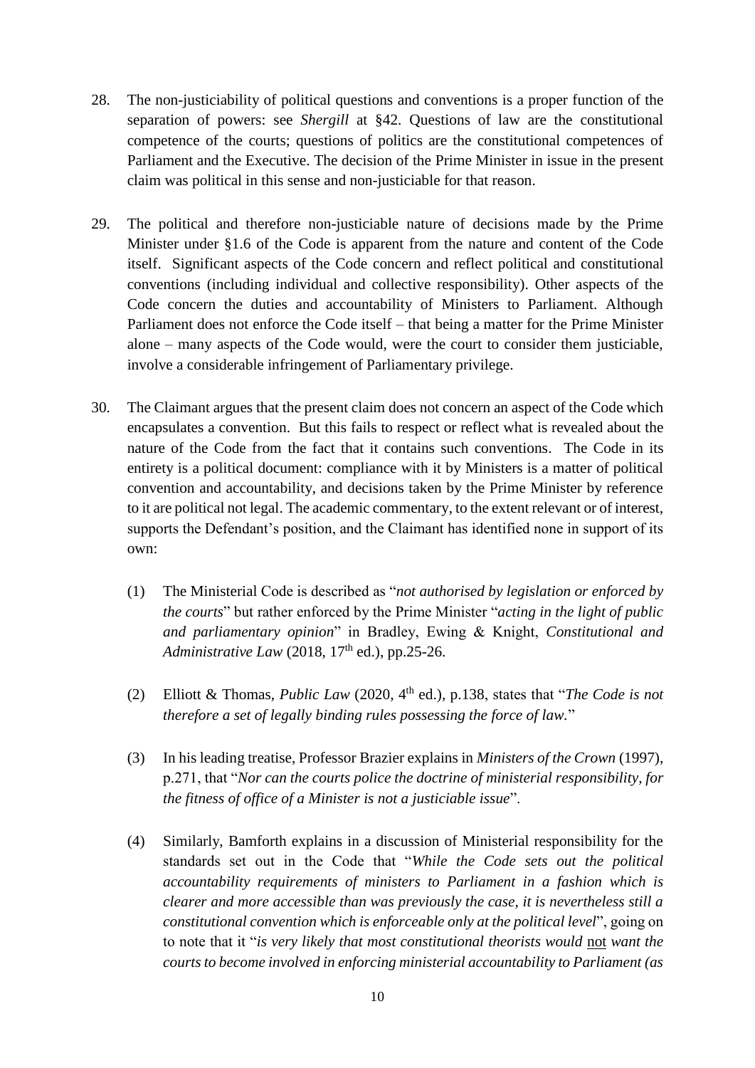28. The non-justiciability of political questions and conventions is a proper function of the separation of powers: see *Shergill* at §42. Questions of law are the constitutional competence of the courts; questions of politics are the constitutional competences of Parliament and the Executive. The decision of the Prime Minister in issue in the present claim was political in this sense and non-justiciable for that reason.

29. The political and therefore non-justiciable nature of decisions made by the Prime Minister under §1.6 of the Code is apparent from the nature and content of the Code itself. Significant aspects of the Code concern and reflect political and constitutional conventions (including individual and collective responsibility). Other aspects of the Code concern the duties and accountability of Ministers to Parliament. Although Parliament does not enforce the Code itself – that being a matter for the Prime Minister alone – many aspects of the Code would, were the court to consider them justiciable, involve a considerable infringement of Parliamentary privilege.

30. The Claimant argues that the present claim does not concern an aspect of the Code which encapsulates a convention. But this fails to respect or reflect what is revealed about the nature of the Code from the fact that it contains such conventions. The Code in its entirety is a political document: compliance with it by Ministers is a matter of political convention and accountability, and decisions taken by the Prime Minister by reference to it are political not legal. The academic commentary, to the extent relevant or of interest, supports the Defendant's position, and the Claimant has identified none in support of its own:

    (1) The Ministerial Code is described as "*not authorised by legislation or enforced by the courts*" but rather enforced by the Prime Minister "*acting in the light of public and parliamentary opinion*" in Bradley, Ewing & Knight, *Constitutional and Administrative Law* (2018, 17th ed.), pp.25-26.

    (2) Elliott & Thomas, *Public Law* (2020, 4th ed.), p.138, states that "*The Code is not therefore a set of legally binding rules possessing the force of law.*"

    (3) In his leading treatise, Professor Brazier explains in *Ministers of the Crown* (1997), p.271, that "*Nor can the courts police the doctrine of ministerial responsibility, for the fitness of office of a Minister is not a justiciable issue*".

    (4) Similarly, Bamforth explains in a discussion of Ministerial responsibility for the standards set out in the Code that "*While the Code sets out the political accountability requirements of ministers to Parliament in a fashion which is clearer and more accessible than was previously the case, it is nevertheless still a constitutional convention which is enforceable only at the political level*", going on to note that it "*is very likely that most constitutional theorists would* <u>not</u> *want the courts to become involved in enforcing ministerial accountability to Parliament (as*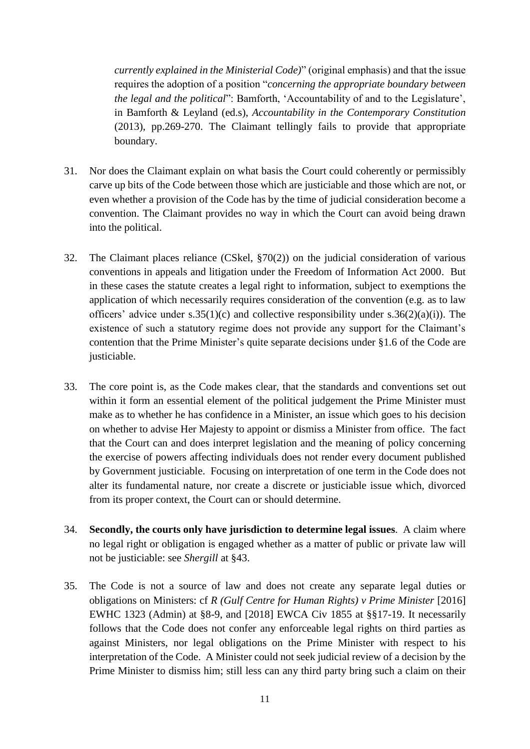*currently explained in the Ministerial Code)*" (original emphasis) and that the issue requires the adoption of a position "*concerning the appropriate boundary between the legal and the political*": Bamforth, 'Accountability of and to the Legislature', in Bamforth & Leyland (ed.s), *Accountability in the Contemporary Constitution* (2013), pp.269-270. The Claimant tellingly fails to provide that appropriate boundary.

31. Nor does the Claimant explain on what basis the Court could coherently or permissibly carve up bits of the Code between those which are justiciable and those which are not, or even whether a provision of the Code has by the time of judicial consideration become a convention. The Claimant provides no way in which the Court can avoid being drawn into the political.

32. The Claimant places reliance (CSkel, §70(2)) on the judicial consideration of various conventions in appeals and litigation under the Freedom of Information Act 2000. But in these cases the statute creates a legal right to information, subject to exemptions the application of which necessarily requires consideration of the convention (e.g. as to law officers' advice under s.35(1)(c) and collective responsibility under s.36(2)(a)(i)). The existence of such a statutory regime does not provide any support for the Claimant's contention that the Prime Minister's quite separate decisions under §1.6 of the Code are justiciable.

33. The core point is, as the Code makes clear, that the standards and conventions set out within it form an essential element of the political judgement the Prime Minister must make as to whether he has confidence in a Minister, an issue which goes to his decision on whether to advise Her Majesty to appoint or dismiss a Minister from office. The fact that the Court can and does interpret legislation and the meaning of policy concerning the exercise of powers affecting individuals does not render every document published by Government justiciable. Focusing on interpretation of one term in the Code does not alter its fundamental nature, nor create a discrete or justiciable issue which, divorced from its proper context, the Court can or should determine.

34. **Secondly, the courts only have jurisdiction to determine legal issues**. A claim where no legal right or obligation is engaged whether as a matter of public or private law will not be justiciable: see *Shergill* at §43.

35. The Code is not a source of law and does not create any separate legal duties or obligations on Ministers: cf *R (Gulf Centre for Human Rights) v Prime Minister* [2016] EWHC 1323 (Admin) at §8-9, and [2018] EWCA Civ 1855 at §§17-19. It necessarily follows that the Code does not confer any enforceable legal rights on third parties as against Ministers, nor legal obligations on the Prime Minister with respect to his interpretation of the Code. A Minister could not seek judicial review of a decision by the Prime Minister to dismiss him; still less can any third party bring such a claim on their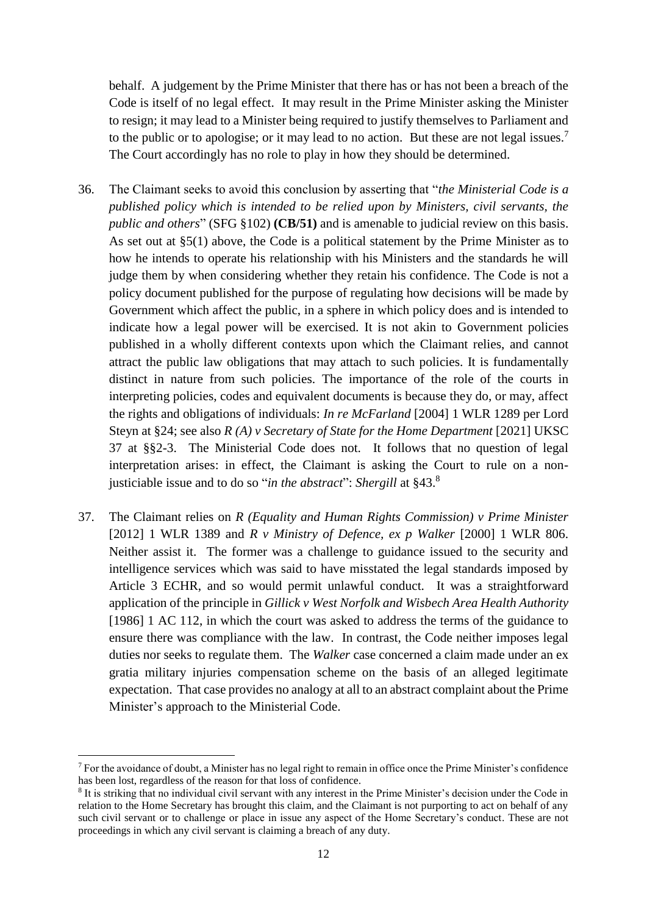behalf. A judgement by the Prime Minister that there has or has not been a breach of the Code is itself of no legal effect. It may result in the Prime Minister asking the Minister to resign; it may lead to a Minister being required to justify themselves to Parliament and to the public or to apologise; or it may lead to no action. But these are not legal issues.[7] The Court accordingly has no role to play in how they should be determined.

36. The Claimant seeks to avoid this conclusion by asserting that "*the Ministerial Code is a published policy which is intended to be relied upon by Ministers, civil servants, the public and others*" (SFG §102) **(CB/51)** and is amenable to judicial review on this basis. As set out at §5(1) above, the Code is a political statement by the Prime Minister as to how he intends to operate his relationship with his Ministers and the standards he will judge them by when considering whether they retain his confidence. The Code is not a policy document published for the purpose of regulating how decisions will be made by Government which affect the public, in a sphere in which policy does and is intended to indicate how a legal power will be exercised. It is not akin to Government policies published in a wholly different contexts upon which the Claimant relies, and cannot attract the public law obligations that may attach to such policies. It is fundamentally distinct in nature from such policies. The importance of the role of the courts in interpreting policies, codes and equivalent documents is because they do, or may, affect the rights and obligations of individuals: *In re McFarland* [2004] 1 WLR 1289 per Lord Steyn at §24; see also *R (A) v Secretary of State for the Home Department* [2021] UKSC 37 at §§2-3. The Ministerial Code does not. It follows that no question of legal interpretation arises: in effect, the Claimant is asking the Court to rule on a non-justiciable issue and to do so "*in the abstract*": *Shergill* at §43.[8]

37. The Claimant relies on *R (Equality and Human Rights Commission) v Prime Minister* [2012] 1 WLR 1389 and *R v Ministry of Defence, ex p Walker* [2000] 1 WLR 806. Neither assist it. The former was a challenge to guidance issued to the security and intelligence services which was said to have misstated the legal standards imposed by Article 3 ECHR, and so would permit unlawful conduct. It was a straightforward application of the principle in *Gillick v West Norfolk and Wisbech Area Health Authority* [1986] 1 AC 112, in which the court was asked to address the terms of the guidance to ensure there was compliance with the law. In contrast, the Code neither imposes legal duties nor seeks to regulate them. The *Walker* case concerned a claim made under an ex gratia military injuries compensation scheme on the basis of an alleged legitimate expectation. That case provides no analogy at all to an abstract complaint about the Prime Minister's approach to the Ministerial Code.

---

[7] For the avoidance of doubt, a Minister has no legal right to remain in office once the Prime Minister's confidence has been lost, regardless of the reason for that loss of confidence.

[8] It is striking that no individual civil servant with any interest in the Prime Minister's decision under the Code in relation to the Home Secretary has brought this claim, and the Claimant is not purporting to act on behalf of any such civil servant or to challenge or place in issue any aspect of the Home Secretary's conduct. These are not proceedings in which any civil servant is claiming a breach of any duty.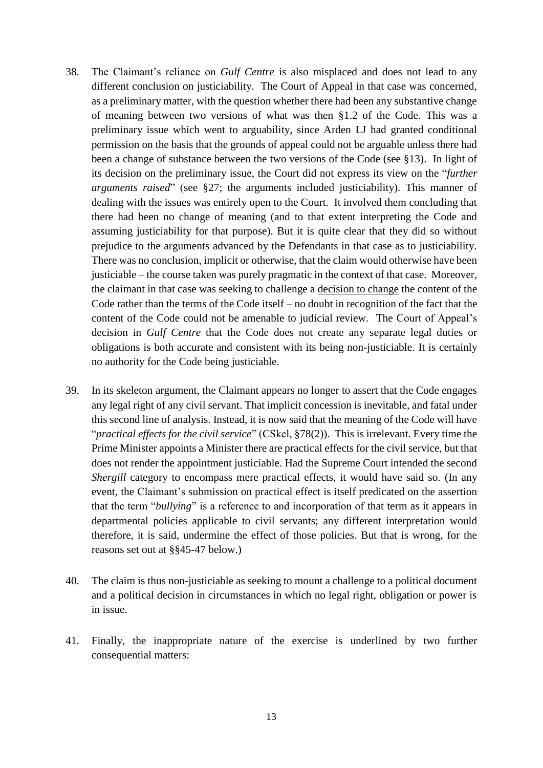38. The Claimant's reliance on *Gulf Centre* is also misplaced and does not lead to any different conclusion on justiciability. The Court of Appeal in that case was concerned, as a preliminary matter, with the question whether there had been any substantive change of meaning between two versions of what was then §1.2 of the Code. This was a preliminary issue which went to arguability, since Arden LJ had granted conditional permission on the basis that the grounds of appeal could not be arguable unless there had been a change of substance between the two versions of the Code (see §13). In light of its decision on the preliminary issue, the Court did not express its view on the "*further arguments raised*" (see §27; the arguments included justiciability). This manner of dealing with the issues was entirely open to the Court. It involved them concluding that there had been no change of meaning (and to that extent interpreting the Code and assuming justiciability for that purpose). But it is quite clear that they did so without prejudice to the arguments advanced by the Defendants in that case as to justiciability. There was no conclusion, implicit or otherwise, that the claim would otherwise have been justiciable – the course taken was purely pragmatic in the context of that case. Moreover, the claimant in that case was seeking to challenge a <u>decision to change</u> the content of the Code rather than the terms of the Code itself – no doubt in recognition of the fact that the content of the Code could not be amenable to judicial review. The Court of Appeal's decision in *Gulf Centre* that the Code does not create any separate legal duties or obligations is both accurate and consistent with its being non-justiciable. It is certainly no authority for the Code being justiciable.

39. In its skeleton argument, the Claimant appears no longer to assert that the Code engages any legal right of any civil servant. That implicit concession is inevitable, and fatal under this second line of analysis. Instead, it is now said that the meaning of the Code will have "*practical effects for the civil service*" (CSkel, §78(2)). This is irrelevant. Every time the Prime Minister appoints a Minister there are practical effects for the civil service, but that does not render the appointment justiciable. Had the Supreme Court intended the second *Shergill* category to encompass mere practical effects, it would have said so. (In any event, the Claimant's submission on practical effect is itself predicated on the assertion that the term "*bullying*" is a reference to and incorporation of that term as it appears in departmental policies applicable to civil servants; any different interpretation would therefore, it is said, undermine the effect of those policies. But that is wrong, for the reasons set out at §§45-47 below.)

40. The claim is thus non-justiciable as seeking to mount a challenge to a political document and a political decision in circumstances in which no legal right, obligation or power is in issue.

41. Finally, the inappropriate nature of the exercise is underlined by two further consequential matters: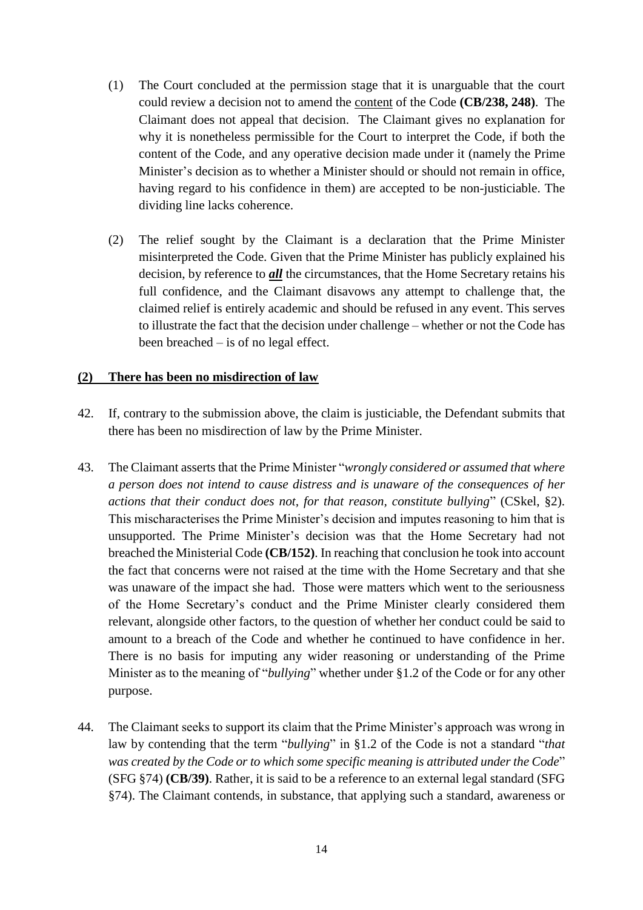(1) The Court concluded at the permission stage that it is unarguable that the court could review a decision not to amend the <u>content</u> of the Code **(CB/238, 248)**. The Claimant does not appeal that decision. The Claimant gives no explanation for why it is nonetheless permissible for the Court to interpret the Code, if both the content of the Code, and any operative decision made under it (namely the Prime Minister's decision as to whether a Minister should or should not remain in office, having regard to his confidence in them) are accepted to be non-justiciable. The dividing line lacks coherence.

(2) The relief sought by the Claimant is a declaration that the Prime Minister misinterpreted the Code. Given that the Prime Minister has publicly explained his decision, by reference to ***<u>all</u>*** the circumstances, that the Home Secretary retains his full confidence, and the Claimant disavows any attempt to challenge that, the claimed relief is entirely academic and should be refused in any event. This serves to illustrate the fact that the decision under challenge – whether or not the Code has been breached – is of no legal effect.

## <u>(2) There has been no misdirection of law</u>

42. If, contrary to the submission above, the claim is justiciable, the Defendant submits that there has been no misdirection of law by the Prime Minister.

43. The Claimant asserts that the Prime Minister "*wrongly considered or assumed that where a person does not intend to cause distress and is unaware of the consequences of her actions that their conduct does not, for that reason, constitute bullying*" (CSkel, §2). This mischaracterises the Prime Minister's decision and imputes reasoning to him that is unsupported. The Prime Minister's decision was that the Home Secretary had not breached the Ministerial Code **(CB/152)**. In reaching that conclusion he took into account the fact that concerns were not raised at the time with the Home Secretary and that she was unaware of the impact she had. Those were matters which went to the seriousness of the Home Secretary's conduct and the Prime Minister clearly considered them relevant, alongside other factors, to the question of whether her conduct could be said to amount to a breach of the Code and whether he continued to have confidence in her. There is no basis for imputing any wider reasoning or understanding of the Prime Minister as to the meaning of "*bullying*" whether under §1.2 of the Code or for any other purpose.

44. The Claimant seeks to support its claim that the Prime Minister's approach was wrong in law by contending that the term "*bullying*" in §1.2 of the Code is not a standard "*that was created by the Code or to which some specific meaning is attributed under the Code*" (SFG §74) **(CB/39)**. Rather, it is said to be a reference to an external legal standard (SFG §74). The Claimant contends, in substance, that applying such a standard, awareness or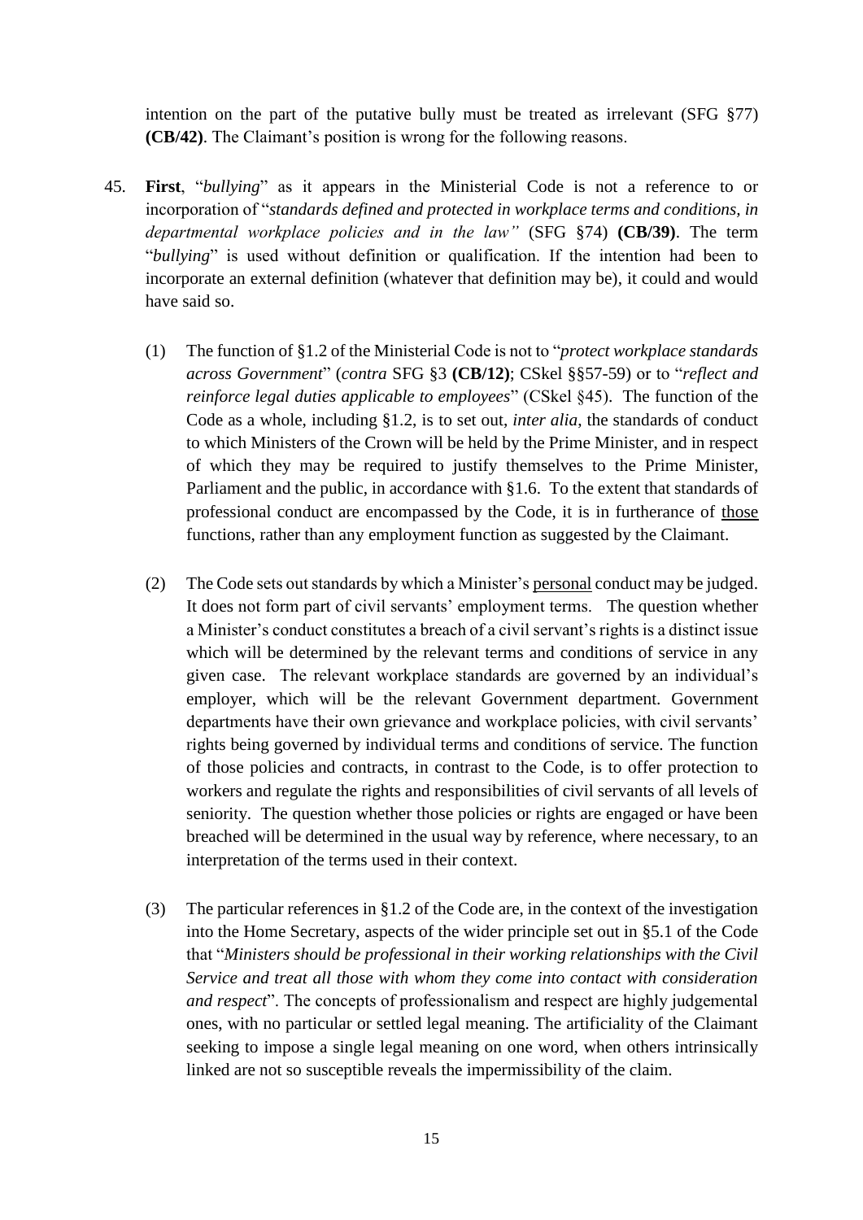intention on the part of the putative bully must be treated as irrelevant (SFG §77) **(CB/42)**. The Claimant's position is wrong for the following reasons.

45. **First**, "*bullying*" as it appears in the Ministerial Code is not a reference to or incorporation of "*standards defined and protected in workplace terms and conditions, in departmental workplace policies and in the law"* (SFG §74) **(CB/39)**. The term "*bullying*" is used without definition or qualification. If the intention had been to incorporate an external definition (whatever that definition may be), it could and would have said so.

    (1) The function of §1.2 of the Ministerial Code is not to "*protect workplace standards across Government*" (*contra* SFG §3 **(CB/12)**; CSkel §§57-59) or to "*reflect and reinforce legal duties applicable to employees*" (CSkel §45). The function of the Code as a whole, including §1.2, is to set out, *inter alia*, the standards of conduct to which Ministers of the Crown will be held by the Prime Minister, and in respect of which they may be required to justify themselves to the Prime Minister, Parliament and the public, in accordance with §1.6. To the extent that standards of professional conduct are encompassed by the Code, it is in furtherance of <u>those</u> functions, rather than any employment function as suggested by the Claimant.

    (2) The Code sets out standards by which a Minister's <u>personal</u> conduct may be judged. It does not form part of civil servants' employment terms. The question whether a Minister's conduct constitutes a breach of a civil servant's rights is a distinct issue which will be determined by the relevant terms and conditions of service in any given case. The relevant workplace standards are governed by an individual's employer, which will be the relevant Government department. Government departments have their own grievance and workplace policies, with civil servants' rights being governed by individual terms and conditions of service. The function of those policies and contracts, in contrast to the Code, is to offer protection to workers and regulate the rights and responsibilities of civil servants of all levels of seniority. The question whether those policies or rights are engaged or have been breached will be determined in the usual way by reference, where necessary, to an interpretation of the terms used in their context.

    (3) The particular references in §1.2 of the Code are, in the context of the investigation into the Home Secretary, aspects of the wider principle set out in §5.1 of the Code that "*Ministers should be professional in their working relationships with the Civil Service and treat all those with whom they come into contact with consideration and respect*". The concepts of professionalism and respect are highly judgemental ones, with no particular or settled legal meaning. The artificiality of the Claimant seeking to impose a single legal meaning on one word, when others intrinsically linked are not so susceptible reveals the impermissibility of the claim.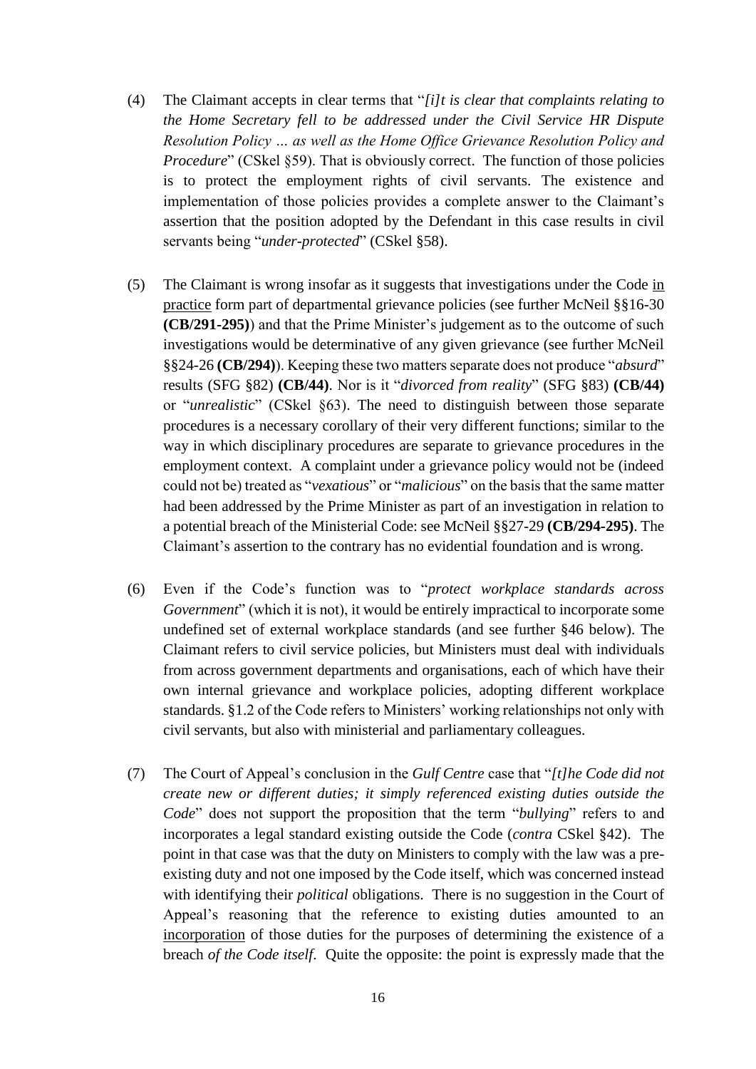(4) The Claimant accepts in clear terms that "*[i]t is clear that complaints relating to the Home Secretary fell to be addressed under the Civil Service HR Dispute Resolution Policy … as well as the Home Office Grievance Resolution Policy and Procedure*" (CSkel §59). That is obviously correct. The function of those policies is to protect the employment rights of civil servants. The existence and implementation of those policies provides a complete answer to the Claimant's assertion that the position adopted by the Defendant in this case results in civil servants being "*under-protected*" (CSkel §58).

(5) The Claimant is wrong insofar as it suggests that investigations under the Code <u>in practice</u> form part of departmental grievance policies (see further McNeil §§16-30 **(CB/291-295)**) and that the Prime Minister's judgement as to the outcome of such investigations would be determinative of any given grievance (see further McNeil §§24-26 **(CB/294)**). Keeping these two matters separate does not produce "*absurd*" results (SFG §82) **(CB/44)**. Nor is it "*divorced from reality*" (SFG §83) **(CB/44)** or "*unrealistic*" (CSkel §63). The need to distinguish between those separate procedures is a necessary corollary of their very different functions; similar to the way in which disciplinary procedures are separate to grievance procedures in the employment context. A complaint under a grievance policy would not be (indeed could not be) treated as "*vexatious*" or "*malicious*" on the basis that the same matter had been addressed by the Prime Minister as part of an investigation in relation to a potential breach of the Ministerial Code: see McNeil §§27-29 **(CB/294-295)**. The Claimant's assertion to the contrary has no evidential foundation and is wrong.

(6) Even if the Code's function was to "*protect workplace standards across Government*" (which it is not), it would be entirely impractical to incorporate some undefined set of external workplace standards (and see further §46 below). The Claimant refers to civil service policies, but Ministers must deal with individuals from across government departments and organisations, each of which have their own internal grievance and workplace policies, adopting different workplace standards. §1.2 of the Code refers to Ministers' working relationships not only with civil servants, but also with ministerial and parliamentary colleagues.

(7) The Court of Appeal's conclusion in the *Gulf Centre* case that "*[t]he Code did not create new or different duties; it simply referenced existing duties outside the Code*" does not support the proposition that the term "*bullying*" refers to and incorporates a legal standard existing outside the Code (*contra* CSkel §42). The point in that case was that the duty on Ministers to comply with the law was a pre-existing duty and not one imposed by the Code itself, which was concerned instead with identifying their *political* obligations. There is no suggestion in the Court of Appeal's reasoning that the reference to existing duties amounted to an <u>incorporation</u> of those duties for the purposes of determining the existence of a breach *of the Code itself*. Quite the opposite: the point is expressly made that the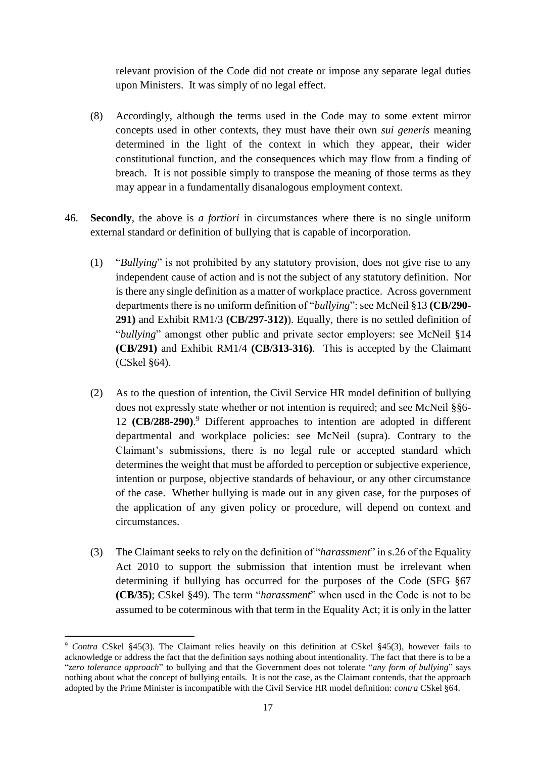relevant provision of the Code <u>did not</u> create or impose any separate legal duties upon Ministers. It was simply of no legal effect.

(8) Accordingly, although the terms used in the Code may to some extent mirror concepts used in other contexts, they must have their own *sui generis* meaning determined in the light of the context in which they appear, their wider constitutional function, and the consequences which may flow from a finding of breach. It is not possible simply to transpose the meaning of those terms as they may appear in a fundamentally disanalogous employment context.

46. **Secondly**, the above is *a fortiori* in circumstances where there is no single uniform external standard or definition of bullying that is capable of incorporation.

(1) "*Bullying*" is not prohibited by any statutory provision, does not give rise to any independent cause of action and is not the subject of any statutory definition. Nor is there any single definition as a matter of workplace practice. Across government departments there is no uniform definition of "*bullying*": see McNeil §13 **(CB/290-291)** and Exhibit RM1/3 **(CB/297-312)**). Equally, there is no settled definition of "*bullying*" amongst other public and private sector employers: see McNeil §14 **(CB/291)** and Exhibit RM1/4 **(CB/313-316)**. This is accepted by the Claimant (CSkel §64).

(2) As to the question of intention, the Civil Service HR model definition of bullying does not expressly state whether or not intention is required; and see McNeil §§6-12 **(CB/288-290)**.[9] Different approaches to intention are adopted in different departmental and workplace policies: see McNeil (supra). Contrary to the Claimant's submissions, there is no legal rule or accepted standard which determines the weight that must be afforded to perception or subjective experience, intention or purpose, objective standards of behaviour, or any other circumstance of the case. Whether bullying is made out in any given case, for the purposes of the application of any given policy or procedure, will depend on context and circumstances.

(3) The Claimant seeks to rely on the definition of "*harassment*" in s.26 of the Equality Act 2010 to support the submission that intention must be irrelevant when determining if bullying has occurred for the purposes of the Code (SFG §67 **(CB/35)**; CSkel §49). The term "*harassment*" when used in the Code is not to be assumed to be coterminous with that term in the Equality Act; it is only in the latter

---

[9] *Contra* CSkel §45(3). The Claimant relies heavily on this definition at CSkel §45(3), however fails to acknowledge or address the fact that the definition says nothing about intentionality. The fact that there is to be a "*zero tolerance approach*" to bullying and that the Government does not tolerate "*any form of bullying*" says nothing about what the concept of bullying entails. It is not the case, as the Claimant contends, that the approach adopted by the Prime Minister is incompatible with the Civil Service HR model definition: *contra* CSkel §64.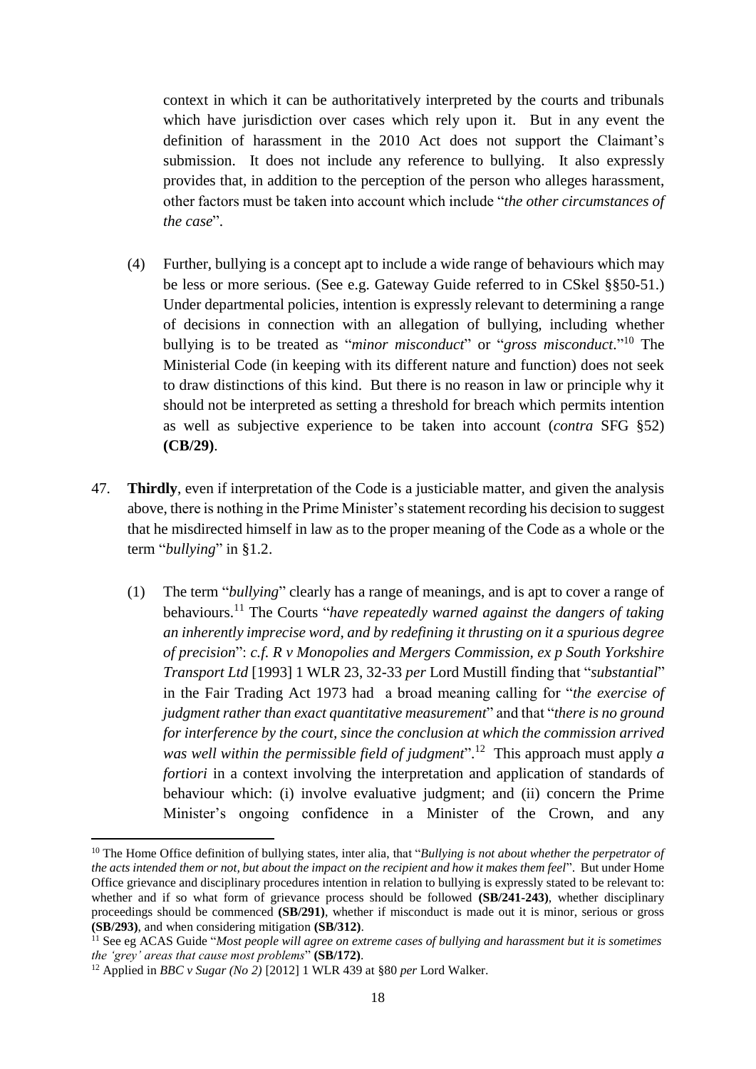context in which it can be authoritatively interpreted by the courts and tribunals which have jurisdiction over cases which rely upon it. But in any event the definition of harassment in the 2010 Act does not support the Claimant's submission. It does not include any reference to bullying. It also expressly provides that, in addition to the perception of the person who alleges harassment, other factors must be taken into account which include "*the other circumstances of the case*".

(4) Further, bullying is a concept apt to include a wide range of behaviours which may be less or more serious. (See e.g. Gateway Guide referred to in CSkel §§50-51.) Under departmental policies, intention is expressly relevant to determining a range of decisions in connection with an allegation of bullying, including whether bullying is to be treated as "*minor misconduct*" or "*gross misconduct*."[10] The Ministerial Code (in keeping with its different nature and function) does not seek to draw distinctions of this kind. But there is no reason in law or principle why it should not be interpreted as setting a threshold for breach which permits intention as well as subjective experience to be taken into account (*contra* SFG §52) **(CB/29)**.

47. **Thirdly**, even if interpretation of the Code is a justiciable matter, and given the analysis above, there is nothing in the Prime Minister's statement recording his decision to suggest that he misdirected himself in law as to the proper meaning of the Code as a whole or the term "*bullying*" in §1.2.

(1) The term "*bullying*" clearly has a range of meanings, and is apt to cover a range of behaviours.[11] The Courts "*have repeatedly warned against the dangers of taking an inherently imprecise word, and by redefining it thrusting on it a spurious degree of precision*": *c.f. R v Monopolies and Mergers Commission, ex p South Yorkshire Transport Ltd* [1993] 1 WLR 23, 32-33 *per* Lord Mustill finding that "*substantial*" in the Fair Trading Act 1973 had a broad meaning calling for "*the exercise of judgment rather than exact quantitative measurement*" and that "*there is no ground for interference by the court, since the conclusion at which the commission arrived was well within the permissible field of judgment*".[12] This approach must apply *a fortiori* in a context involving the interpretation and application of standards of behaviour which: (i) involve evaluative judgment; and (ii) concern the Prime Minister's ongoing confidence in a Minister of the Crown, and any

---

[10] The Home Office definition of bullying states, inter alia, that "*Bullying is not about whether the perpetrator of the acts intended them or not, but about the impact on the recipient and how it makes them feel*". But under Home Office grievance and disciplinary procedures intention in relation to bullying is expressly stated to be relevant to: whether and if so what form of grievance process should be followed **(SB/241-243)**, whether disciplinary proceedings should be commenced **(SB/291)**, whether if misconduct is made out it is minor, serious or gross **(SB/293)**, and when considering mitigation **(SB/312)**.

[11] See eg ACAS Guide "*Most people will agree on extreme cases of bullying and harassment but it is sometimes the 'grey' areas that cause most problems*" **(SB/172)**.

[12] Applied in *BBC v Sugar (No 2)* [2012] 1 WLR 439 at §80 *per* Lord Walker.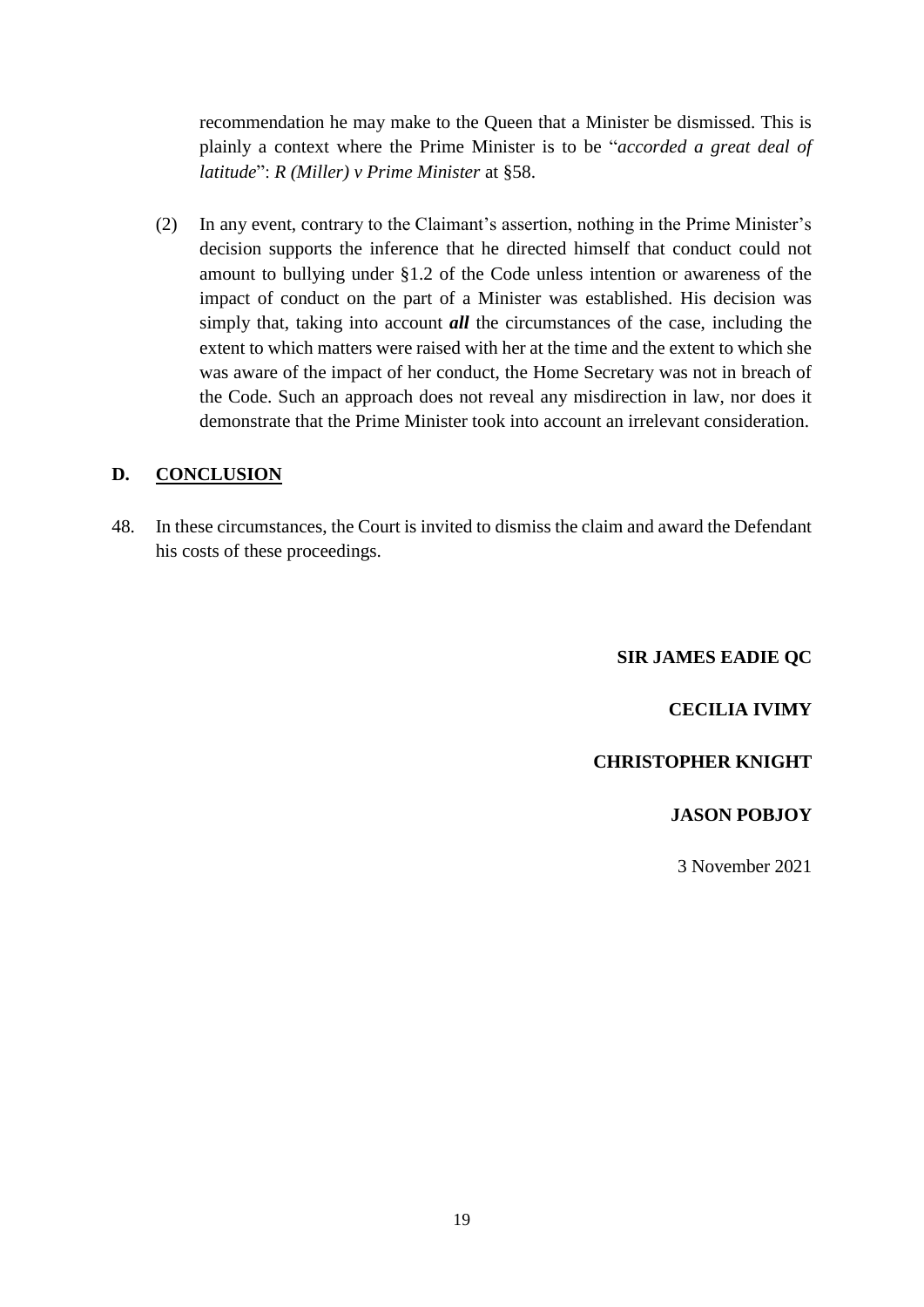recommendation he may make to the Queen that a Minister be dismissed. This is plainly a context where the Prime Minister is to be "*accorded a great deal of latitude*": *R (Miller) v Prime Minister* at §58.

(2) In any event, contrary to the Claimant's assertion, nothing in the Prime Minister's decision supports the inference that he directed himself that conduct could not amount to bullying under §1.2 of the Code unless intention or awareness of the impact of conduct on the part of a Minister was established. His decision was simply that, taking into account ***all*** the circumstances of the case, including the extent to which matters were raised with her at the time and the extent to which she was aware of the impact of her conduct, the Home Secretary was not in breach of the Code. Such an approach does not reveal any misdirection in law, nor does it demonstrate that the Prime Minister took into account an irrelevant consideration.

## D. CONCLUSION

48. In these circumstances, the Court is invited to dismiss the claim and award the Defendant his costs of these proceedings.

**SIR JAMES EADIE QC**

**CECILIA IVIMY**

**CHRISTOPHER KNIGHT**

**JASON POBJOY**

3 November 2021